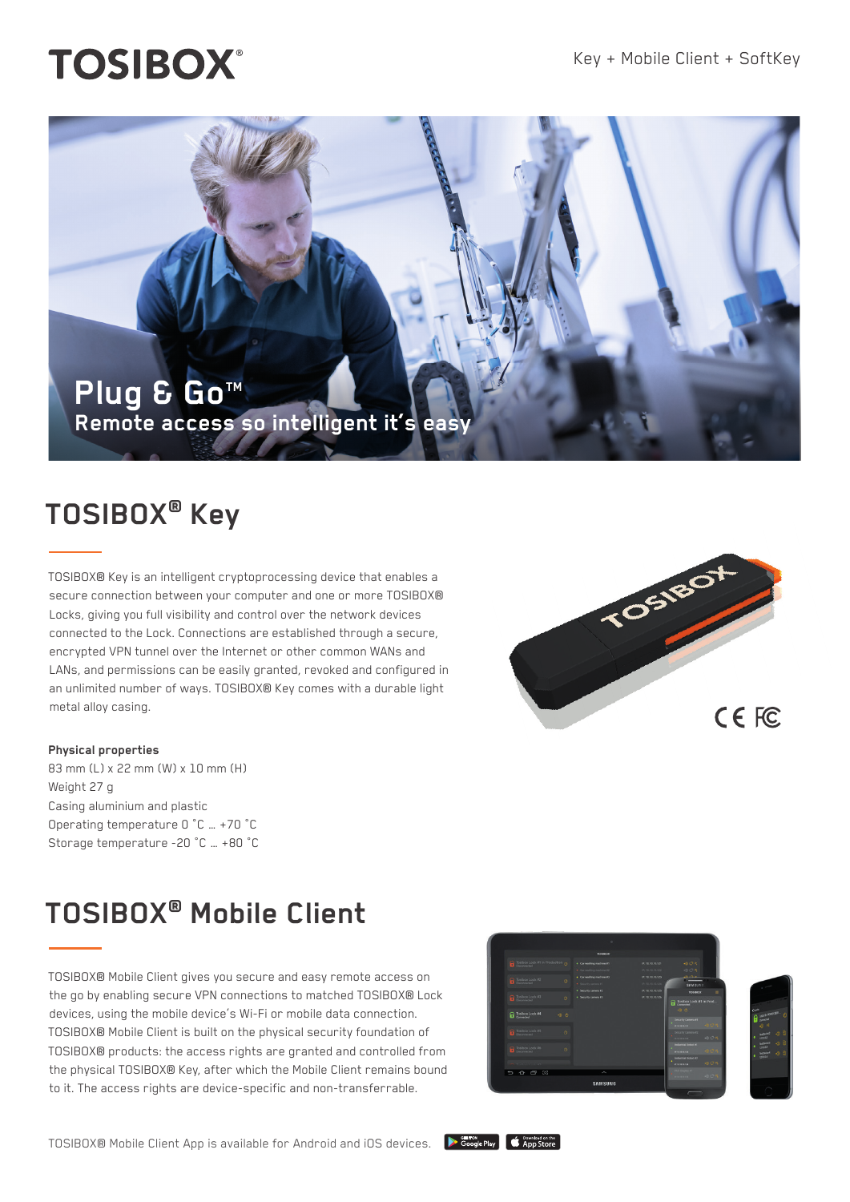# TOSIBOX®

Key + Mobile Client + SoftKey

**Plug & Go™**
**Remote access so intelligent it's easy**

## TOSIBOX® Key

TOSIBOX® Key is an intelligent cryptoprocessing device that enables a secure connection between your computer and one or more TOSIBOX® Locks, giving you full visibility and control over the network devices connected to the Lock. Connections are established through a secure, encrypted VPN tunnel over the Internet or other common WANs and LANs, and permissions can be easily granted, revoked and configured in an unlimited number of ways. TOSIBOX® Key comes with a durable light metal alloy casing.

**Physical properties**
83 mm (L) x 22 mm (W) x 10 mm (H)
Weight 27 g
Casing aluminium and plastic
Operating temperature 0 ˚C … +70 ˚C
Storage temperature -20 ˚C … +80 ˚C

## TOSIBOX® Mobile Client

TOSIBOX® Mobile Client gives you secure and easy remote access on the go by enabling secure VPN connections to matched TOSIBOX® Lock devices, using the mobile device's Wi-Fi or mobile data connection. TOSIBOX® Mobile Client is built on the physical security foundation of TOSIBOX® products: the access rights are granted and controlled from the physical TOSIBOX® Key, after which the Mobile Client remains bound to it. The access rights are device-specific and non-transferrable.

TOSIBOX® Mobile Client App is available for Android and iOS devices.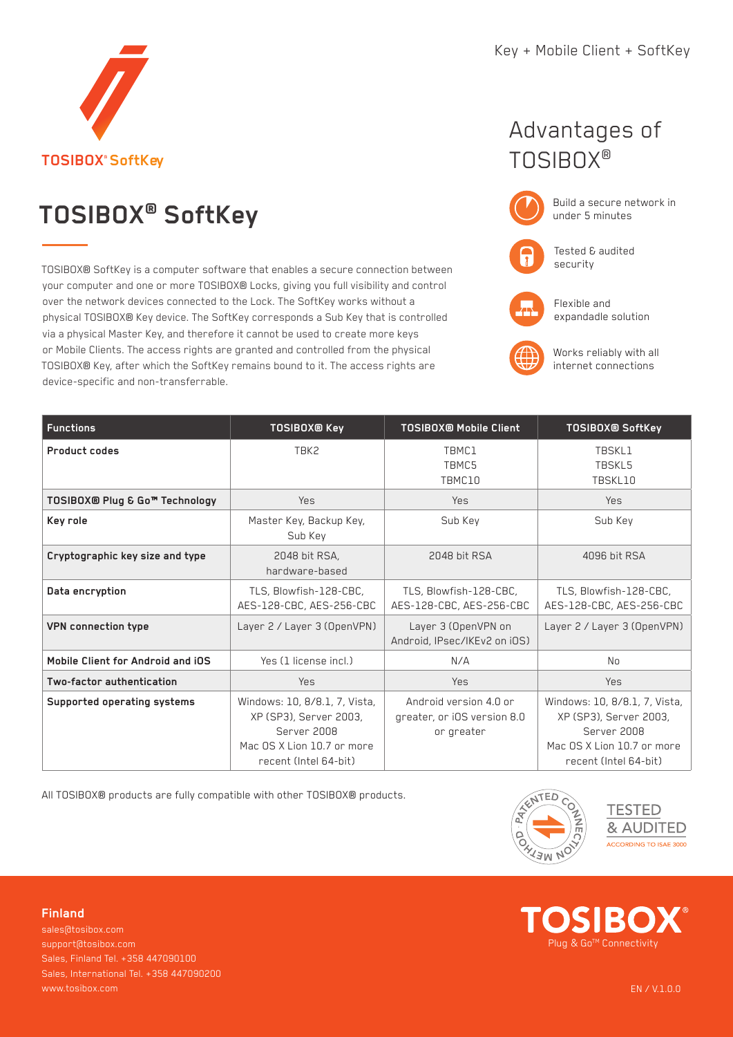Key + Mobile Client + SoftKey

# TOSIBOX® SoftKey

TOSIBOX® SoftKey is a computer software that enables a secure connection between your computer and one or more TOSIBOX® Locks, giving you full visibility and control over the network devices connected to the Lock. The SoftKey works without a physical TOSIBOX® Key device. The SoftKey corresponds a Sub Key that is controlled via a physical Master Key, and therefore it cannot be used to create more keys or Mobile Clients. The access rights are granted and controlled from the physical TOSIBOX® Key, after which the SoftKey remains bound to it. The access rights are device-specific and non-transferrable.

## Advantages of TOSIBOX®

- Build a secure network in under 5 minutes
- Tested & audited security
- Flexible and expandable solution
- Works reliably with all internet connections

| Functions | TOSIBOX® Key | TOSIBOX® Mobile Client | TOSIBOX® SoftKey |
|---|---|---|---|
| **Product codes** | TBK2 | TBMC1<br>TBMC5<br>TBMC10 | TBSKL1<br>TBSKL5<br>TBSKL10 |
| **TOSIBOX® Plug & Go™ Technology** | Yes | Yes | Yes |
| **Key role** | Master Key, Backup Key, Sub Key | Sub Key | Sub Key |
| **Cryptographic key size and type** | 2048 bit RSA, hardware-based | 2048 bit RSA | 4096 bit RSA |
| **Data encryption** | TLS, Blowfish-128-CBC, AES-128-CBC, AES-256-CBC | TLS, Blowfish-128-CBC, AES-128-CBC, AES-256-CBC | TLS, Blowfish-128-CBC, AES-128-CBC, AES-256-CBC |
| **VPN connection type** | Layer 2 / Layer 3 (OpenVPN) | Layer 3 (OpenVPN on Android, IPsec/IKEv2 on iOS) | Layer 2 / Layer 3 (OpenVPN) |
| **Mobile Client for Android and iOS** | Yes (1 license incl.) | N/A | No |
| **Two-factor authentication** | Yes | Yes | Yes |
| **Supported operating systems** | Windows: 10, 8/8.1, 7, Vista, XP (SP3), Server 2003, Server 2008<br>Mac OS X Lion 10.7 or more recent (Intel 64-bit) | Android version 4.0 or greater, or iOS version 8.0 or greater | Windows: 10, 8/8.1, 7, Vista, XP (SP3), Server 2003, Server 2008<br>Mac OS X Lion 10.7 or more recent (Intel 64-bit) |

All TOSIBOX® products are fully compatible with other TOSIBOX® products.

PATENTED CONNECTION METHOD

TESTED & AUDITED ACCORDING TO ISAE 3000

**Finland**
sales@tosibox.com
support@tosibox.com
Sales, Finland Tel. +358 447090100
Sales, International Tel. +358 447090200
www.tosibox.com

TOSIBOX® Plug & Go™ Connectivity

EN / V.1.0.0